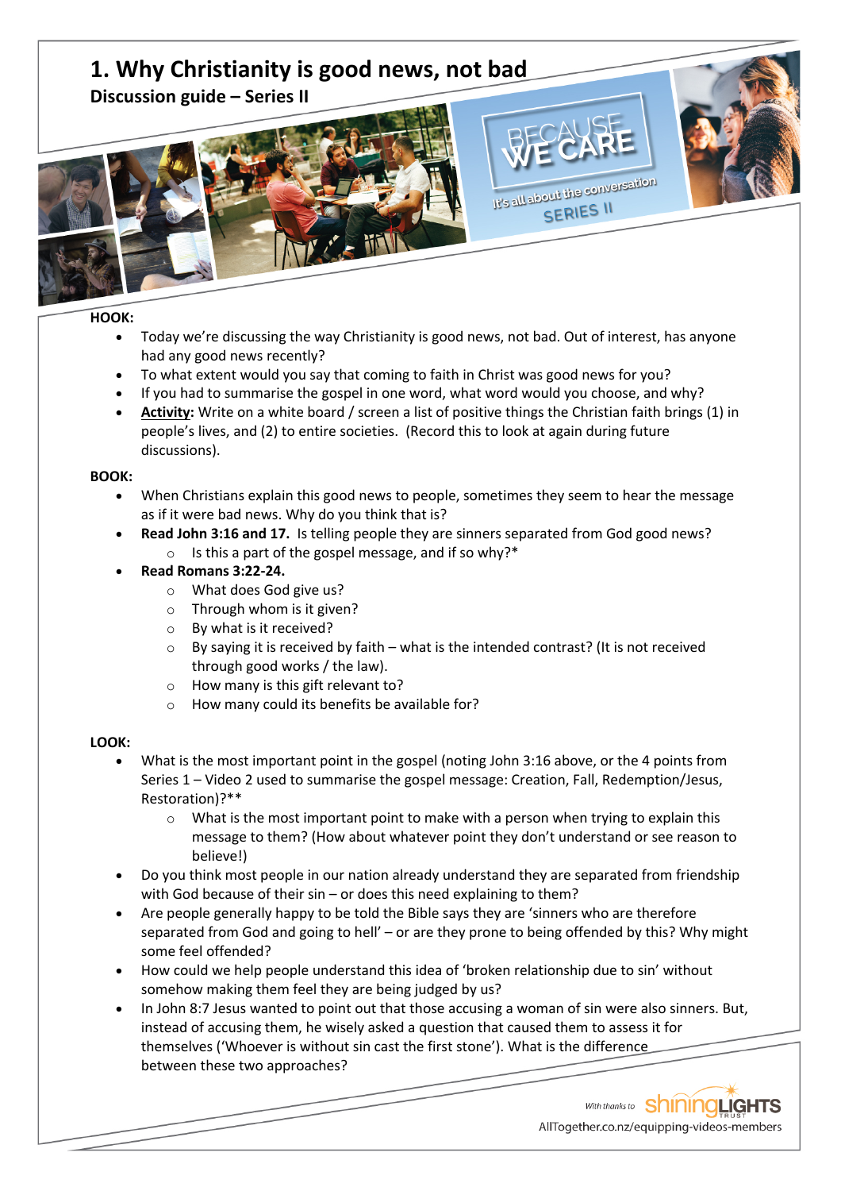# 1. Why Christianity is good news, not bad

## Discussion guide – Series II

**HOOK:**

- Today we're discussing the way Christianity is good news, not bad. Out of interest, has anyone had any good news recently?
- To what extent would you say that coming to faith in Christ was good news for you?
- If you had to summarise the gospel in one word, what word would you choose, and why?
- **Activity:** Write on a white board / screen a list of positive things the Christian faith brings (1) in people's lives, and (2) to entire societies. (Record this to look at again during future discussions).

**BOOK:**

- When Christians explain this good news to people, sometimes they seem to hear the message as if it were bad news. Why do you think that is?
- **Read John 3:16 and 17.** Is telling people they are sinners separated from God good news?
  - Is this a part of the gospel message, and if so why?*
- **Read Romans 3:22-24.**
  - What does God give us?
  - Through whom is it given?
  - By what is it received?
  - By saying it is received by faith – what is the intended contrast? (It is not received through good works / the law).
  - How many is this gift relevant to?
  - How many could its benefits be available for?

**LOOK:**

- What is the most important point in the gospel (noting John 3:16 above, or the 4 points from Series 1 – Video 2 used to summarise the gospel message: Creation, Fall, Redemption/Jesus, Restoration)?**
  - What is the most important point to make with a person when trying to explain this message to them? (How about whatever point they don't understand or see reason to believe!)
- Do you think most people in our nation already understand they are separated from friendship with God because of their sin – or does this need explaining to them?
- Are people generally happy to be told the Bible says they are 'sinners who are therefore separated from God and going to hell' – or are they prone to being offended by this? Why might some feel offended?
- How could we help people understand this idea of 'broken relationship due to sin' without somehow making them feel they are being judged by us?
- In John 8:7 Jesus wanted to point out that those accusing a woman of sin were also sinners. But, instead of accusing them, he wisely asked a question that caused them to assess it for themselves ('Whoever is without sin cast the first stone'). What is the difference between these two approaches?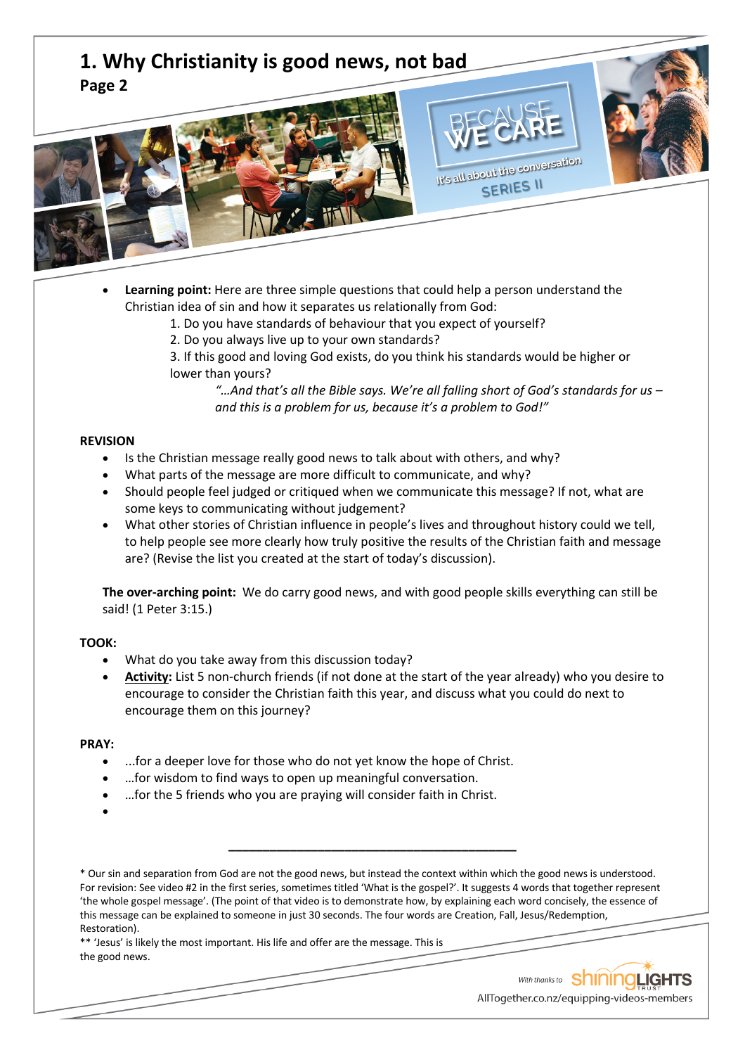# 1. Why Christianity is good news, not bad

**Page 2**

- **Learning point:** Here are three simple questions that could help a person understand the Christian idea of sin and how it separates us relationally from God:
  1. Do you have standards of behaviour that you expect of yourself?
  2. Do you always live up to your own standards?
  3. If this good and loving God exists, do you think his standards would be higher or lower than yours?

     *"…And that's all the Bible says. We're all falling short of God's standards for us – and this is a problem for us, because it's a problem to God!"*

**REVISION**

- Is the Christian message really good news to talk about with others, and why?
- What parts of the message are more difficult to communicate, and why?
- Should people feel judged or critiqued when we communicate this message? If not, what are some keys to communicating without judgement?
- What other stories of Christian influence in people's lives and throughout history could we tell, to help people see more clearly how truly positive the results of the Christian faith and message are? (Revise the list you created at the start of today's discussion).

**The over-arching point:** We do carry good news, and with good people skills everything can still be said! (1 Peter 3:15.)

**TOOK:**

- What do you take away from this discussion today?
- **Activity:** List 5 non-church friends (if not done at the start of the year already) who you desire to encourage to consider the Christian faith this year, and discuss what you could do next to encourage them on this journey?

**PRAY:**

- ...for a deeper love for those who do not yet know the hope of Christ.
- …for wisdom to find ways to open up meaningful conversation.
- …for the 5 friends who you are praying will consider faith in Christ.
-

---

* Our sin and separation from God are not the good news, but instead the context within which the good news is understood. For revision: See video #2 in the first series, sometimes titled 'What is the gospel?'. It suggests 4 words that together represent 'the whole gospel message'. (The point of that video is to demonstrate how, by explaining each word concisely, the essence of this message can be explained to someone in just 30 seconds. The four words are Creation, Fall, Jesus/Redemption, Restoration).

** 'Jesus' is likely the most important. His life and offer are the message. This is the good news.

With thanks to shiningLIGHTS TRUST

AllTogether.co.nz/equipping-videos-members